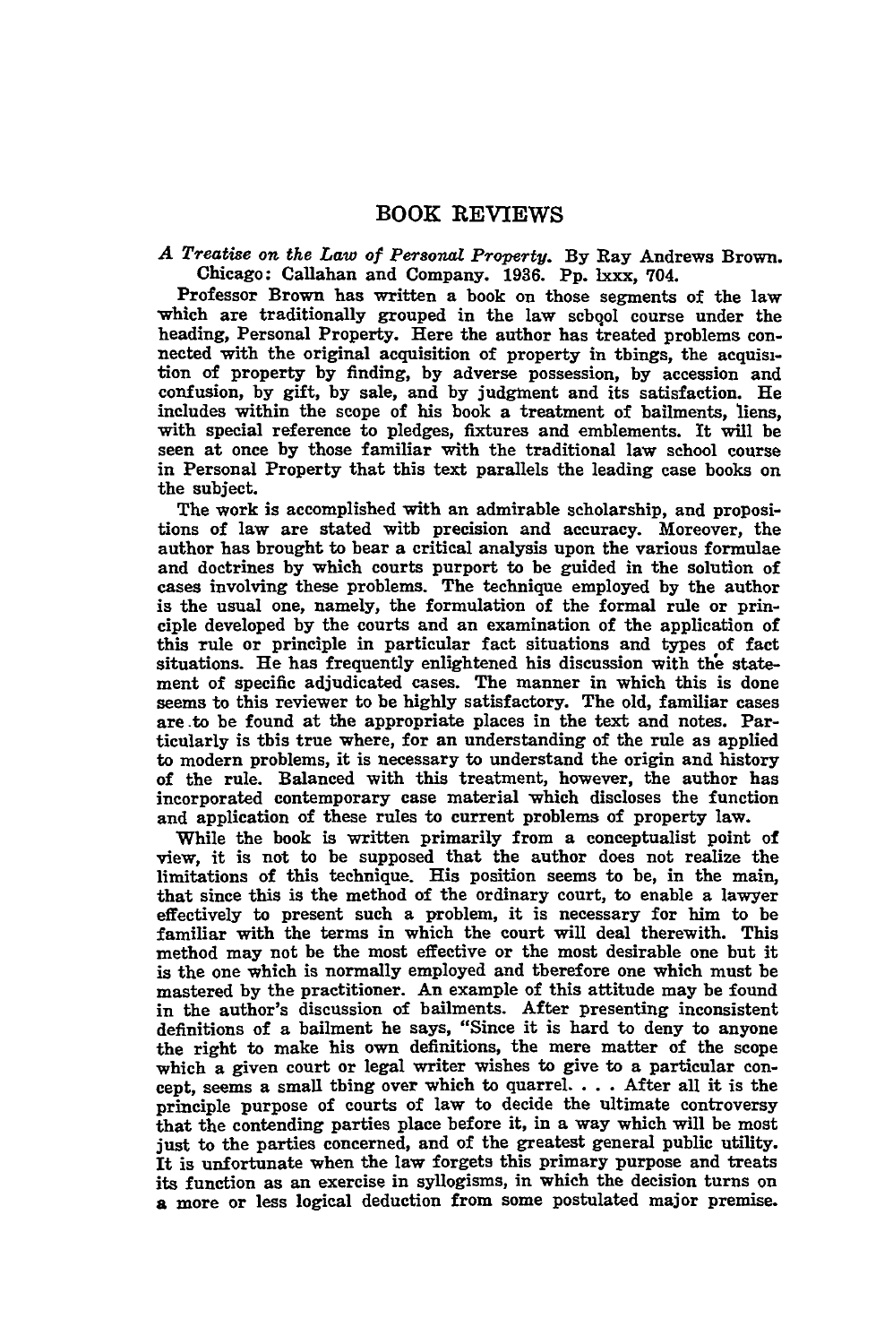# BOOK REVIEWS

*A Treatise on the Law of Personal Property.* By Ray Andrews Brown. Chicago: Callahan and Company. 1936. Pp. lxxx, 704.

Professor Brown has written a book on those segments of the law which are traditionally grouped in the law school course under the heading, Personal Property. Here the author has treated problems connected with the original acquisition of property in things, the acquisition of property by finding, by adverse possession, by accession and confusion, by gift, by sale, and by judgment and its satisfaction. He includes within the scope of his book a treatment of bailments, liens, with special reference to pledges, fixtures and emblements. It will be seen at once by those familiar with the traditional law school course in Personal Property that this text parallels the leading case books on the subject.

The work is accomplished with an admirable scholarship, and propositions of law are stated with precision and accuracy. Moreover, the author has brought to bear a critical analysis upon the various formulae and doctrines by which courts purport to be guided in the solution of cases involving these problems. The technique employed by the author is the usual one, namely, the formulation of the formal rule or principle developed by the courts and an examination of the application of this rule or principle in particular fact situations and types of fact situations. He has frequently enlightened his discussion with the statement of specific adjudicated cases. The manner in which this is done seems to this reviewer to be highly satisfactory. The old, familiar cases are to be found at the appropriate places in the text and notes. Particularly is this true where, for an understanding of the rule as applied to modern problems, it is necessary to understand the origin and history of the rule. Balanced with this treatment, however, the author has incorporated contemporary case material which discloses the function and application of these rules to current problems of property law.

While the book is written primarily from a conceptualist point of view, it is not to be supposed that the author does not realize the limitations of this technique. His position seems to be, in the main, that since this is the method of the ordinary court, to enable a lawyer effectively to present such a problem, it is necessary for him to be familiar with the terms in which the court will deal therewith. This method may not be the most effective or the most desirable one but it is the one which is normally employed and therefore one which must be mastered by the practitioner. An example of this attitude may be found in the author's discussion of bailments. After presenting inconsistent definitions of a bailment he says, "Since it is hard to deny to anyone the right to make his own definitions, the mere matter of the scope which a given court or legal writer wishes to give to a particular concept, seems a small thing over which to quarrel. . . . After all it is the principle purpose of courts of law to decide the ultimate controversy that the contending parties place before it, in a way which will be most just to the parties concerned, and of the greatest general public utility. It is unfortunate when the law forgets this primary purpose and treats its function as an exercise in syllogisms, in which the decision turns on a more or less logical deduction from some postulated major premise.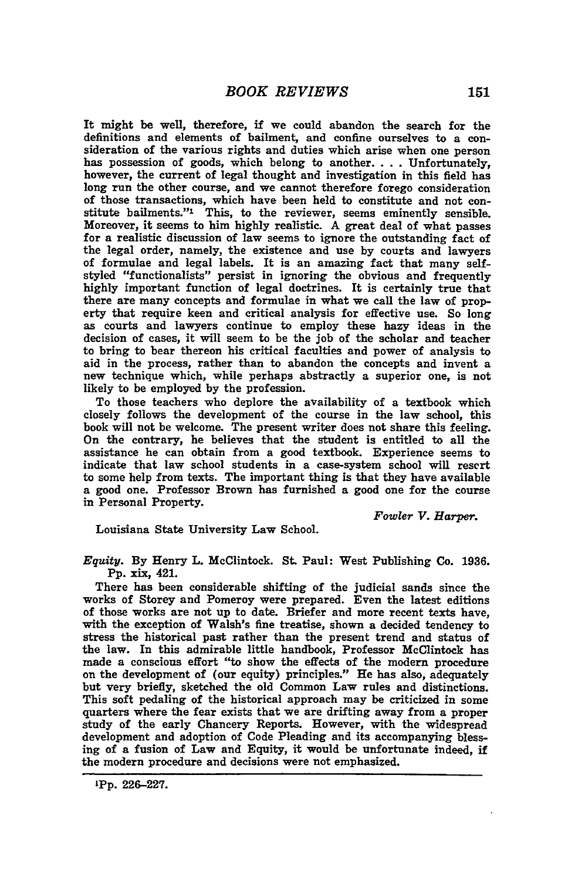It might be well, therefore, if we could abandon the search for the definitions and elements of bailment, and confine ourselves to a consideration of the various rights and duties which arise when one person has possession of goods, which belong to another. . . . Unfortunately, however, the current of legal thought and investigation in this field has long run the other course, and we cannot therefore forego consideration of those transactions, which have been held to constitute and not constitute bailments."[1] This, to the reviewer, seems eminently sensible. Moreover, it seems to him highly realistic. A great deal of what passes for a realistic discussion of law seems to ignore the outstanding fact of the legal order, namely, the existence and use by courts and lawyers of formulae and legal labels. It is an amazing fact that many self-styled "functionalists" persist in ignoring the obvious and frequently highly important function of legal doctrines. It is certainly true that there are many concepts and formulae in what we call the law of property that require keen and critical analysis for effective use. So long as courts and lawyers continue to employ these hazy ideas in the decision of cases, it will seem to be the job of the scholar and teacher to bring to bear thereon his critical faculties and power of analysis to aid in the process, rather than to abandon the concepts and invent a new technique which, while perhaps abstractly a superior one, is not likely to be employed by the profession.

To those teachers who deplore the availability of a textbook which closely follows the development of the course in the law school, this book will not be welcome. The present writer does not share this feeling. On the contrary, he believes that the student is entitled to all the assistance he can obtain from a good textbook. Experience seems to indicate that law school students in a case-system school will resort to some help from texts. The important thing is that they have available a good one. Professor Brown has furnished a good one for the course in Personal Property.

*Fowler V. Harper.*

Louisiana State University Law School.

*Equity.* By Henry L. McClintock. St. Paul: West Publishing Co. 1936. Pp. xix, 421.

There has been considerable shifting of the judicial sands since the works of Storey and Pomeroy were prepared. Even the latest editions of those works are not up to date. Briefer and more recent texts have, with the exception of Walsh's fine treatise, shown a decided tendency to stress the historical past rather than the present trend and status of the law. In this admirable little handbook, Professor McClintock has made a conscious effort "to show the effects of the modern procedure on the development of (our equity) principles." He has also, adequately but very briefly, sketched the old Common Law rules and distinctions. This soft pedaling of the historical approach may be criticized in some quarters where the fear exists that we are drifting away from a proper study of the early Chancery Reports. However, with the widespread development and adoption of Code Pleading and its accompanying blessing of a fusion of Law and Equity, it would be unfortunate indeed, if the modern procedure and decisions were not emphasized.

[1] Pp. 226–227.